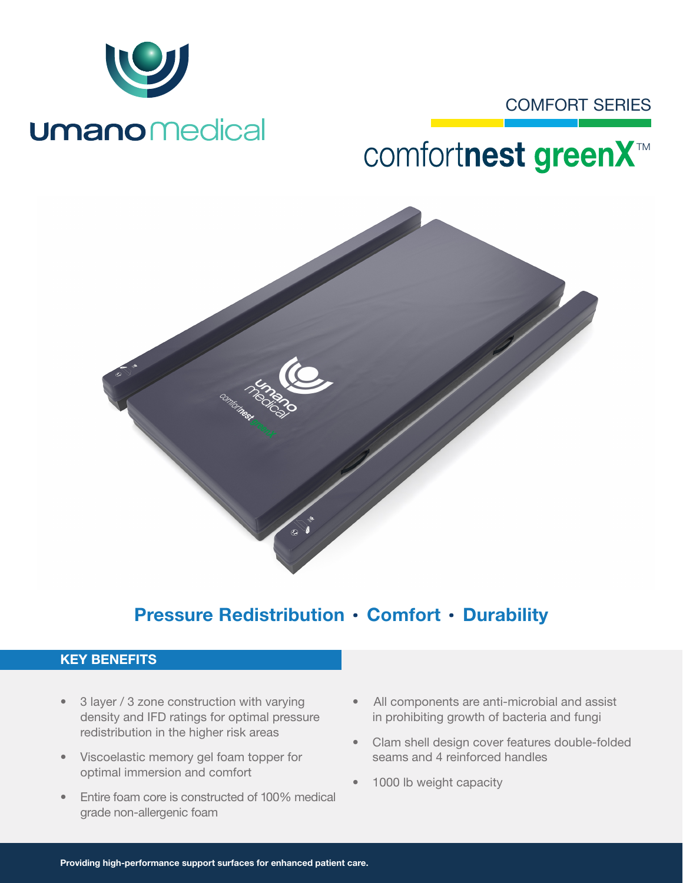umano medical

COMFORT SERIES

# comfortnest greenX™

## Pressure Redistribution • Comfort • Durability

### KEY BENEFITS

- 3 layer / 3 zone construction with varying density and IFD ratings for optimal pressure redistribution in the higher risk areas
- Viscoelastic memory gel foam topper for optimal immersion and comfort
- Entire foam core is constructed of 100% medical grade non-allergenic foam
- All components are anti-microbial and assist in prohibiting growth of bacteria and fungi
- Clam shell design cover features double-folded seams and 4 reinforced handles
- 1000 lb weight capacity

**Providing high-performance support surfaces for enhanced patient care.**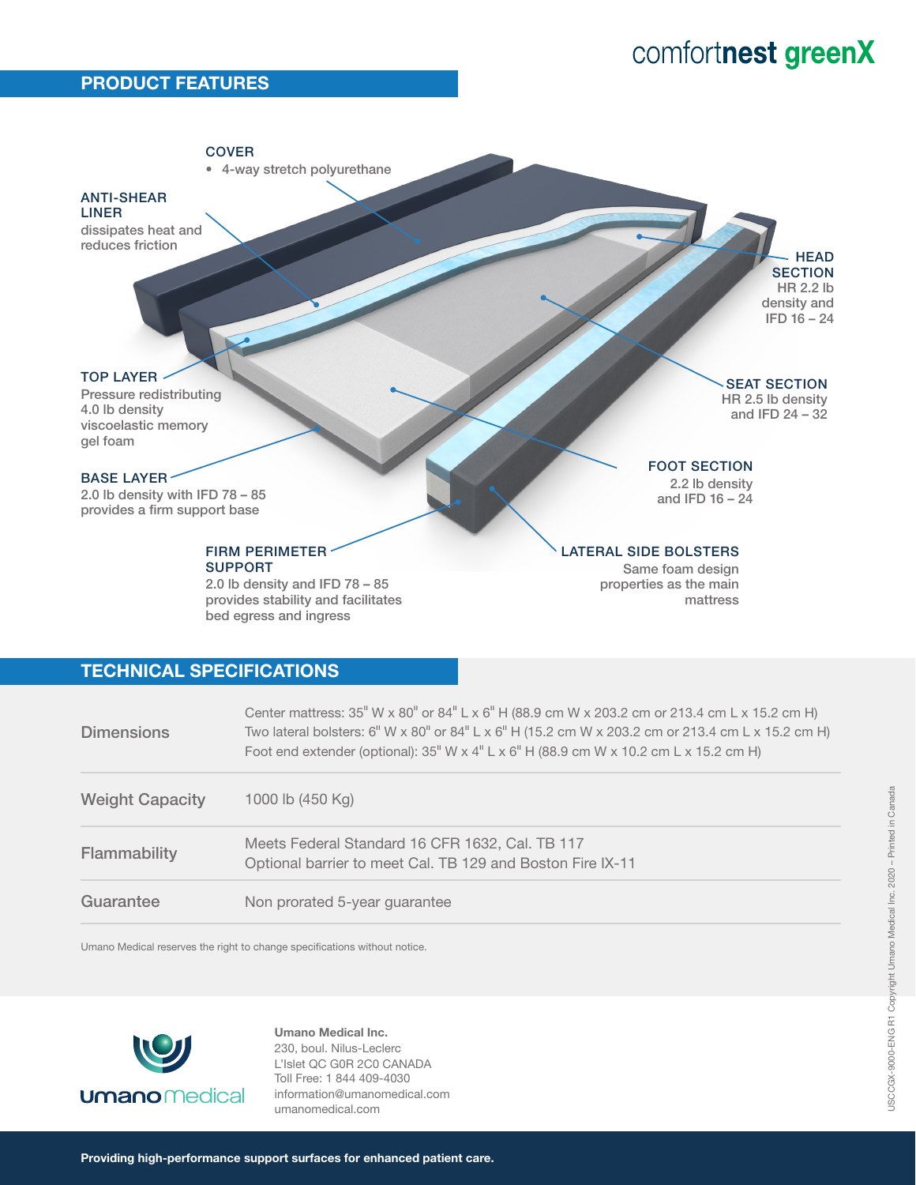comfortnest greenX

## PRODUCT FEATURES

COVER
- 4-way stretch polyurethane

ANTI-SHEAR LINER
dissipates heat and reduces friction

TOP LAYER
Pressure redistributing 4.0 lb density viscoelastic memory gel foam

BASE LAYER
2.0 lb density with IFD 78 – 85 provides a firm support base

FIRM PERIMETER SUPPORT
2.0 lb density and IFD 78 – 85 provides stability and facilitates bed egress and ingress

HEAD SECTION
HR 2.2 lb density and IFD 16 – 24

SEAT SECTION
HR 2.5 lb density and IFD 24 – 32

FOOT SECTION
2.2 lb density and IFD 16 – 24

LATERAL SIDE BOLSTERS
Same foam design properties as the main mattress

## TECHNICAL SPECIFICATIONS

| | |
|---|---|
| Dimensions | Center mattress: 35" W x 80" or 84" L x 6" H (88.9 cm W x 203.2 cm or 213.4 cm L x 15.2 cm H)<br>Two lateral bolsters: 6" W x 80" or 84" L x 6" H (15.2 cm W x 203.2 cm or 213.4 cm L x 15.2 cm H)<br>Foot end extender (optional): 35" W x 4" L x 6" H (88.9 cm W x 10.2 cm L x 15.2 cm H) |
| Weight Capacity | 1000 lb (450 Kg) |
| Flammability | Meets Federal Standard 16 CFR 1632, Cal. TB 117<br>Optional barrier to meet Cal. TB 129 and Boston Fire IX-11 |
| Guarantee | Non prorated 5-year guarantee |

Umano Medical reserves the right to change specifications without notice.

umano medical

**Umano Medical Inc.**
230, boul. Nilus-Leclerc
L'Islet QC G0R 2C0 CANADA
Toll Free: 1 844 409-4030
information@umanomedical.com
umanomedical.com

USCCGX-9000-ENG R1 Copyright Umano Medical Inc. 2020 – Printed in Canada

**Providing high-performance support surfaces for enhanced patient care.**